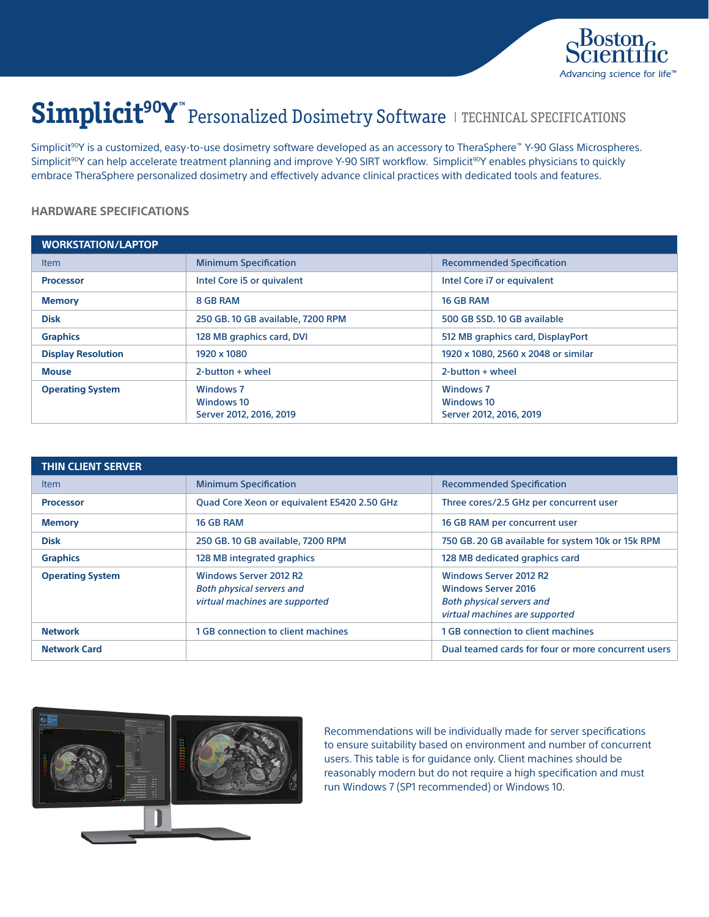# Simplicit$^{90}$Y™ Personalized Dosimetry Software | TECHNICAL SPECIFICATIONS

Simplicit$^{90}$Y is a customized, easy-to-use dosimetry software developed as an accessory to TheraSphere™ Y-90 Glass Microspheres. Simplicit$^{90}$Y can help accelerate treatment planning and improve Y-90 SIRT workflow. Simplicit$^{90}$Y enables physicians to quickly embrace TheraSphere personalized dosimetry and effectively advance clinical practices with dedicated tools and features.

## HARDWARE SPECIFICATIONS

### WORKSTATION/LAPTOP

| Item | Minimum Specification | Recommended Specification |
|---|---|---|
| **Processor** | Intel Core i5 or quivalent | Intel Core i7 or equivalent |
| **Memory** | 8 GB RAM | 16 GB RAM |
| **Disk** | 250 GB. 10 GB available, 7200 RPM | 500 GB SSD. 10 GB available |
| **Graphics** | 128 MB graphics card, DVI | 512 MB graphics card, DisplayPort |
| **Display Resolution** | 1920 x 1080 | 1920 x 1080, 2560 x 2048 or similar |
| **Mouse** | 2-button + wheel | 2-button + wheel |
| **Operating System** | Windows 7<br>Windows 10<br>Server 2012, 2016, 2019 | Windows 7<br>Windows 10<br>Server 2012, 2016, 2019 |

### THIN CLIENT SERVER

| Item | Minimum Specification | Recommended Specification |
|---|---|---|
| **Processor** | Quad Core Xeon or equivalent E5420 2.50 GHz | Three cores/2.5 GHz per concurrent user |
| **Memory** | 16 GB RAM | 16 GB RAM per concurrent user |
| **Disk** | 250 GB. 10 GB available, 7200 RPM | 750 GB. 20 GB available for system 10k or 15k RPM |
| **Graphics** | 128 MB integrated graphics | 128 MB dedicated graphics card |
| **Operating System** | Windows Server 2012 R2<br>*Both physical servers and virtual machines are supported* | Windows Server 2012 R2<br>Windows Server 2016<br>*Both physical servers and virtual machines are supported* |
| **Network** | 1 GB connection to client machines | 1 GB connection to client machines |
| **Network Card** | | Dual teamed cards for four or more concurrent users |

Recommendations will be individually made for server specifications to ensure suitability based on environment and number of concurrent users. This table is for guidance only. Client machines should be reasonably modern but do not require a high specification and must run Windows 7 (SP1 recommended) or Windows 10.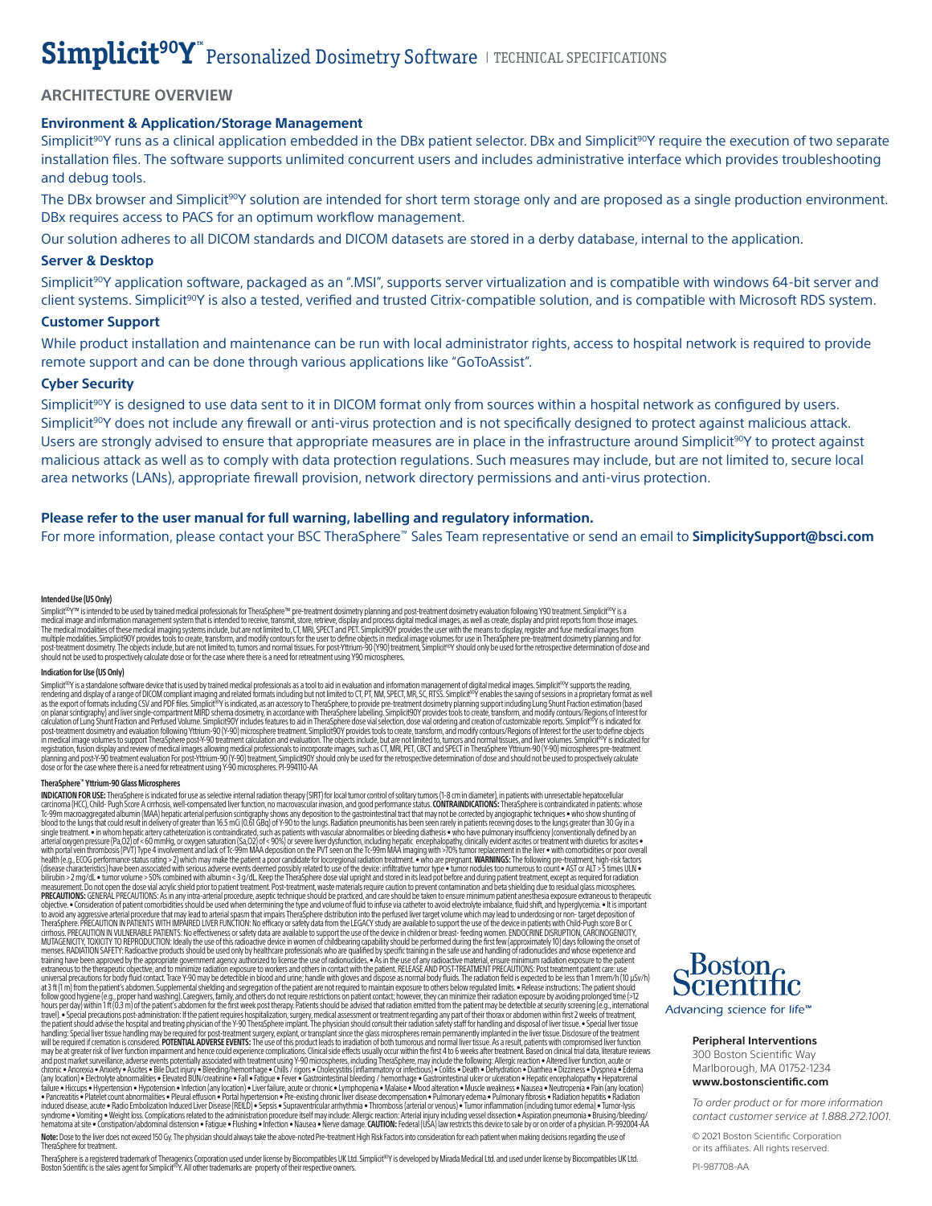# Simplicit$^{90}$Y™ Personalized Dosimetry Software | TECHNICAL SPECIFICATIONS

## ARCHITECTURE OVERVIEW

### Environment & Application/Storage Management

Simplicit$^{90}$Y runs as a clinical application embedded in the DBx patient selector. DBx and Simplicit$^{90}$Y require the execution of two separate installation files. The software supports unlimited concurrent users and includes administrative interface which provides troubleshooting and debug tools.

The DBx browser and Simplicit$^{90}$Y solution are intended for short term storage only and are proposed as a single production environment. DBx requires access to PACS for an optimum workflow management.

Our solution adheres to all DICOM standards and DICOM datasets are stored in a derby database, internal to the application.

### Server & Desktop

Simplicit$^{90}$Y application software, packaged as an ".MSI", supports server virtualization and is compatible with windows 64-bit server and client systems. Simplicit$^{90}$Y is also a tested, verified and trusted Citrix-compatible solution, and is compatible with Microsoft RDS system.

### Customer Support

While product installation and maintenance can be run with local administrator rights, access to hospital network is required to provide remote support and can be done through various applications like "GoToAssist".

### Cyber Security

Simplicit$^{90}$Y is designed to use data sent to it in DICOM format only from sources within a hospital network as configured by users. Simplicit$^{90}$Y does not include any firewall or anti-virus protection and is not specifically designed to protect against malicious attack. Users are strongly advised to ensure that appropriate measures are in place in the infrastructure around Simplicit$^{90}$Y to protect against malicious attack as well as to comply with data protection regulations. Such measures may include, but are not limited to, secure local area networks (LANs), appropriate firewall provision, network directory permissions and anti-virus protection.

**Please refer to the user manual for full warning, labelling and regulatory information.**

For more information, please contact your BSC TheraSphere™ Sales Team representative or send an email to **SimplicitySupport@bsci.com**

**Intended Use (US Only)**

Simplicit$^{90}$Y™ is intended to be used by trained medical professionals for TheraSphere™ pre-treatment dosimetry planning and post-treatment dosimetry evaluation following Y90 treatment. Simplicit$^{90}$Y is a medical image and information management system that is intended to receive, transmit, store, retrieve, display and process digital medical images, as well as create, display and print reports from those images. The medical modalities of these medical imaging systems include, but are not limited to, CT, MRI, SPECT and PET. Simplicit90Y provides the user with the means to display, register and fuse medical images from multiple modalities. Simplicit90Y provides tools to create, transform, and modify contours for the user to define objects in medical image volumes for use in TheraSphere pre-treatment dosimetry planning and for post-treatment dosimetry. The objects include, but are not limited to, tumors and normal tissues. For post-Yttrium-90 (Y90) treatment, Simplicit$^{90}$Y should only be used for the retrospective determination of dose and should not be used to prospectively calculate dose or for the case where there is a need for retreatment using Y90 microspheres.

**Indication for Use (US Only)**

Simplicit$^{90}$Y is a standalone software device that is used by trained medical professionals as a tool to aid in evaluation and information management of digital medical images. Simplicit$^{90}$Y supports the reading, rendering and display of a range of DICOM compliant imaging and related formats including but not limited to CT, PT, NM, SPECT, MR, SC, RTSS. Simplicit$^{90}$Y enables the saving of sessions in a proprietary format as well as the export of formats including CSV and PDF files. Simplicit$^{90}$Y is indicated, as an accessory to TheraSphere, to provide pre-treatment dosimetry planning support including Lung Shunt Fraction estimation (based on planar scintigraphy) and liver single-compartment MIRD schema dosimetry, in accordance with TheraSphere labelling. Simplicit90Y provides tools to create, transform, and modify contours/Regions of Interest for calculation of Lung Shunt Fraction and Perfused Volume. Simplicit90Y includes features to aid in TheraSphere dose vial selection, dose vial ordering and creation of customizable reports. Simplicit$^{90}$Y is indicated for post-treatment dosimetry and evaluation following Yttrium-90 (Y-90) microsphere treatment. Simplicit90Y provides tools to create, transform, and modify contours/Regions of Interest for the user to define objects in medical image volumes to support TheraSphere post-Y-90 treatment calculation and evaluation. The objects include, but are not limited to, tumors and normal tissues, and liver volumes. Simplicit$^{90}$Y is indicated for registration, fusion display and review of medical images allowing medical professionals to incorporate images, such as CT, MRI, PET, CBCT and SPECT in TheraSphere Yttrium-90 (Y-90) microspheres pre-treatment planning and post-Y-90 treatment evaluation For post-Yttrium-90 (Y-90) treatment, Simplicit90Y should only be used for the retrospective determination of dose and should not be used to prospectively calculate dose or for the case where there is a need for retreatment using Y-90 microspheres. PI-994110-AA

**TheraSphere™ Yttrium-90 Glass Microspheres**

**INDICATION FOR USE:** TheraSphere is indicated for use as selective internal radiation therapy (SIRT) for local tumor control of solitary tumors (1-8 cm in diameter), in patients with unresectable hepatocellular carcinoma (HCC), Child- Pugh Score A cirrhosis, well-compensated liver function, no macrovascular invasion, and good performance status. **CONTRAINDICATIONS:** TheraSphere is contraindicated in patients: whose Tc-99m macroaggregated albumin (MAA) hepatic arterial perfusion scintigraphy shows any deposition to the gastrointestinal tract that may not be corrected by angiographic techniques • who show shunting of blood to the lungs that could result in delivery of greater than 16.5 mCi (0.61 GBq) of Y-90 to the lungs. Radiation pneumonitis has been seen rarely in patients receiving doses to the lungs greater than 30 Gy in a single treatment. • in whom hepatic artery catheterization is contraindicated, such as patients with vascular abnormalities or bleeding diathesis • who have pulmonary insufficiency (conventionally defined by an arterial oxygen pressure (Pa,O2) of < 60 mmHg, or oxygen saturation (Sa,O2) of < 90%) or severe liver dysfunction, including hepatic encephalopathy, clinically evident ascites or treatment with diuretics for ascites • with portal vein thrombosis (PVT) Type 4 involvement and lack of Tc-99m MAA deposition on the PVT seen on the Tc-99m MAA imaging with >70% tumor replacement in the liver • with comorbidities or poor overall health (e.g., ECOG performance status rating > 2) which may make the patient a poor candidate for locoregional radiation treatment. • who are pregnant. **WARNINGS:** The following pre-treatment, high-risk factors (disease characteristics) have been associated with serious adverse events deemed possibly related to use of the device: infiltrative tumor type • tumor nodules too numerous to count • AST or ALT > 5 times ULN • bilirubin > 2 mg/dL • tumor volume > 50% combined with albumin < 3 g/dL. Keep the TheraSphere dose vial upright and stored in its lead pot before and during patient treatment, except as required for radiation measurement. Do not open the dose vial acrylic shield prior to patient treatment. Post-treatment, waste materials require caution to prevent contamination and beta shielding due to residual glass microspheres. **PRECAUTIONS:** GENERAL PRECAUTIONS: As in any intra-arterial procedure, aseptic technique should be practiced, and care should be taken to ensure minimum patient anesthesia exposure extraneous to therapeutic objective. • Consideration of patient comorbidities should be used when determining the type and volume of fluid to infuse via catheter to avoid electrolyte imbalance, fluid shift, and hyperglycemia. • It is important to avoid any aggressive arterial procedure that may lead to arterial spasm that impairs TheraSphere distribution into the perfused liver target volume which may lead to underdosing or non- target deposition of TheraSphere. PRECAUTION IN PATIENTS WITH IMPAIRED LIVER FUNCTION: No efficacy or safety data from the LEGACY study are available to support the use of the device in patients with Child-Pugh score B or C cirrhosis. PRECAUTION IN VULNERABLE PATIENTS: No effectiveness or safety data are available to support the use of the device in children or breast- feeding women. ENDOCRINE DISRUPTION, CARCINOGENICITY, MUTAGENICITY, TOXICITY TO REPRODUCTION: Ideally the use of this radioactive device in women of childbearing capability should be performed during the first few (approximately 10) days following the onset of menses. RADIATION SAFETY: Radioactive products should be used only by healthcare professionals who are qualified by specific training in the safe use and handling of radionuclides and whose experience and training have been approved by the appropriate government agency authorized to license the use of radionuclides. • As in the use of any radioactive material, ensure minimum radiation exposure to the patient extraneous to the therapeutic objective, and to minimize radiation exposure to workers and others in contact with the patient. RELEASE AND POST-TREATMENT PRECAUTIONS: Post treatment patient care: use universal precautions for body fluid contact. Trace Y-90 may be detectible in blood and urine; handle with gloves and dispose as normal body fluids. The radiation field is expected to be less than 1 mrem/h (10 μSv/h) at 3 ft (1 m) from the patient's abdomen. Supplemental shielding and segregation of the patient are not required to maintain exposure to others below regulated limits. • Release instructions: The patient should follow good hygiene (e.g., proper hand washing). Caregivers, family, and others do not require restrictions on patient contact; however, they can minimize their radiation exposure by avoiding prolonged time (>12 hours per day) within 1 ft (0.3 m) of the patient's abdomen for the first week post therapy. Patients should be advised that radiation emitted from the patient may be detectible at security screening (e.g., international travel). • Special precautions post-administration: If the patient requires hospitalization, surgery, medical assessment or treatment regarding any part of their thorax or abdomen within first 2 weeks of treatment, the patient should advise the hospital and treating physician of the Y-90 TheraSphere implant. The physician should consult their radiation safety staff for handling and disposal of liver tissue. • Special liver tissue handling: Special liver tissue handling may be required for post-treatment surgery, explant, or transplant since the glass microspheres remain permanently implanted in the liver tissue. Disclosure of the treatment will be required if cremation is considered. **POTENTIAL ADVERSE EVENTS:** The use of this product leads to irradiation of both tumorous and normal liver tissue. As a result, patients with compromised liver function may be at greater risk of liver function impairment and hence could experience complications. Clinical side effects usually occur within the first 4 to 6 weeks after treatment. Based on clinical trial data, literature reviews and post market surveillance, adverse events potentially associated with treatment using Y-90 microspheres, including TheraSphere, may include the following: Allergic reaction • Altered liver function, acute or chronic • Anorexia • Anxiety • Ascites • Bile Duct injury • Bleeding/hemorrhage • Chills / rigors • Cholecystitis (inflammatory or infectious) • Colitis • Death • Dehydration • Diarrhea • Dizziness • Dyspnea • Edema (any location) • Electrolyte abnormalities • Elevated BUN/creatinine • Fall • Fatigue • Fever • Gastrointestinal bleeding / hemorrhage • Gastrointestinal ulcer or ulceration • Hepatic encephalopathy • Hepatorenal failure • Hiccups • Hypertension • Hypotension • Infection (any location) • Liver failure, acute or chronic • Lymphopenia • Malaise • Mood alteration • Muscle weakness • Nausea • Neutropenia • Pain (any location) • Pancreatitis • Platelet count abnormalities • Pleural effusion • Portal hypertension • Pre-existing chronic liver disease decompensation • Pulmonary edema • Pulmonary fibrosis • Radiation hepatitis • Radiation induced disease, acute • Radio Embolization Induced Liver Disease (REILD) • Sepsis • Supraventricular arrhythmia • Thrombosis (arterial or venous) • Tumor inflammation (including tumor edema) • Tumor-lysis syndrome • Vomiting • Weight loss. Complications related to the administration procedure itself may include: Allergic reaction: Arterial injury including vessel dissection • Aspiration pneumonia • Bruising/bleeding/hematoma at site • Constipation/abdominal distension • Fatigue • Flushing • Infection • Nausea • Nerve damage. **CAUTION:** Federal (USA) law restricts this device to sale by or on order of a physician. PI-992004-AA

**Note:** Dose to the liver does not exceed 150 Gy. The physician should always take the above-noted Pre-treatment High Risk Factors into consideration for each patient when making decisions regarding the use of TheraSphere for treatment.

TheraSphere is a registered trademark of Theragenics Corporation used under license by Biocompatibles UK Ltd. Simplicit$^{90}$Y is developed by Mirada Medical Ltd. and used under license by Biocompatibles UK Ltd. Boston Scientific is the sales agent for Simplicit$^{90}$Y. All other trademarks are property of their respective owners.

Boston Scientific
Advancing science for life™

**Peripheral Interventions**
300 Boston Scientific Way
Marlborough, MA 01752-1234
**www.bostonscientific.com**

*To order product or for more information contact customer service at 1.888.272.1001.*

© 2021 Boston Scientific Corporation or its affiliates. All rights reserved.

PI-987708-AA